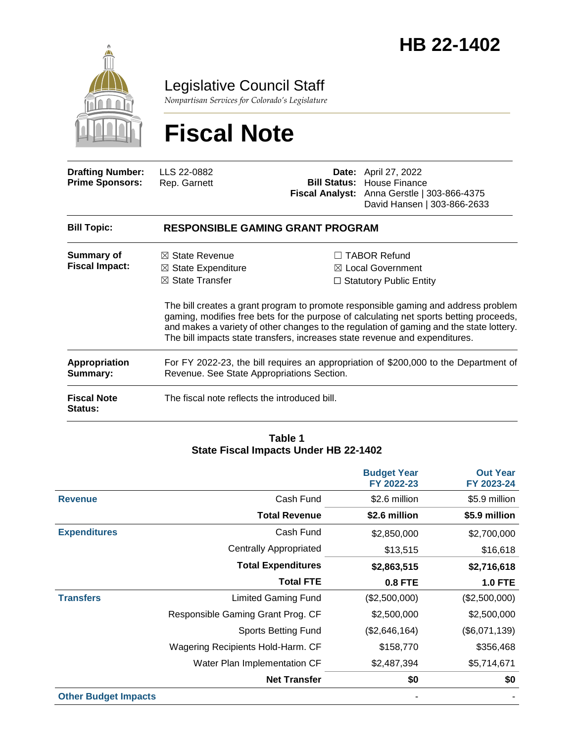# HB 22-1402

## Legislative Council Staff

*Nonpartisan Services for Colorado's Legislature*

# Fiscal Note

| | | | |
|---|---|---|---|
| **Drafting Number:** | LLS 22-0882 | **Date:** | April 27, 2022 |
| **Prime Sponsors:** | Rep. Garnett | **Bill Status:** | House Finance |
| | | **Fiscal Analyst:** | Anna Gerstle \| 303-866-4375<br>David Hansen \| 303-866-2633 |

**Bill Topic:** **RESPONSIBLE GAMING GRANT PROGRAM**

**Summary of Fiscal Impact:**

☒ State Revenue
☒ State Expenditure
☒ State Transfer
☐ TABOR Refund
☒ Local Government
☐ Statutory Public Entity

The bill creates a grant program to promote responsible gaming and address problem gaming, modifies free bets for the purpose of calculating net sports betting proceeds, and makes a variety of other changes to the regulation of gaming and the state lottery. The bill impacts state transfers, increases state revenue and expenditures.

**Appropriation Summary:** For FY 2022-23, the bill requires an appropriation of $200,000 to the Department of Revenue. See State Appropriations Section.

**Fiscal Note Status:** The fiscal note reflects the introduced bill.

**Table 1**
**State Fiscal Impacts Under HB 22-1402**

| | | Budget Year FY 2022-23 | Out Year FY 2023-24 |
|---|---|---|---|
| **Revenue** | Cash Fund | $2.6 million | $5.9 million |
| | **Total Revenue** | **$2.6 million** | **$5.9 million** |
| **Expenditures** | Cash Fund | $2,850,000 | $2,700,000 |
| | Centrally Appropriated | $13,515 | $16,618 |
| | **Total Expenditures** | **$2,863,515** | **$2,716,618** |
| | **Total FTE** | **0.8 FTE** | **1.0 FTE** |
| **Transfers** | Limited Gaming Fund | ($2,500,000) | ($2,500,000) |
| | Responsible Gaming Grant Prog. CF | $2,500,000 | $2,500,000 |
| | Sports Betting Fund | ($2,646,164) | ($6,071,139) |
| | Wagering Recipients Hold-Harm. CF | $158,770 | $356,468 |
| | Water Plan Implementation CF | $2,487,394 | $5,714,671 |
| | **Net Transfer** | **$0** | **$0** |
| **Other Budget Impacts** | | - | - |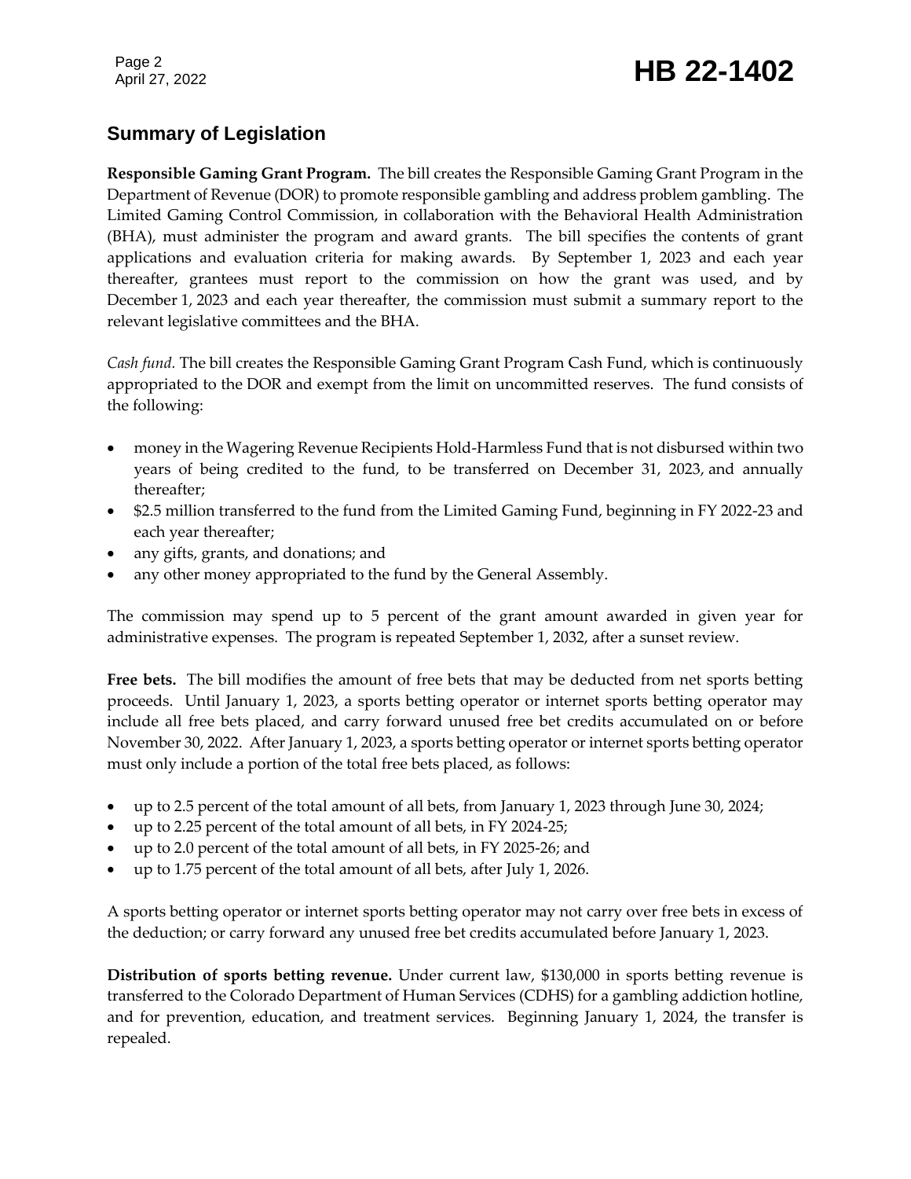## Summary of Legislation

**Responsible Gaming Grant Program.** The bill creates the Responsible Gaming Grant Program in the Department of Revenue (DOR) to promote responsible gambling and address problem gambling. The Limited Gaming Control Commission, in collaboration with the Behavioral Health Administration (BHA), must administer the program and award grants. The bill specifies the contents of grant applications and evaluation criteria for making awards. By September 1, 2023 and each year thereafter, grantees must report to the commission on how the grant was used, and by December 1, 2023 and each year thereafter, the commission must submit a summary report to the relevant legislative committees and the BHA.

*Cash fund.* The bill creates the Responsible Gaming Grant Program Cash Fund, which is continuously appropriated to the DOR and exempt from the limit on uncommitted reserves. The fund consists of the following:

- money in the Wagering Revenue Recipients Hold-Harmless Fund that is not disbursed within two years of being credited to the fund, to be transferred on December 31, 2023, and annually thereafter;
- $2.5 million transferred to the fund from the Limited Gaming Fund, beginning in FY 2022-23 and each year thereafter;
- any gifts, grants, and donations; and
- any other money appropriated to the fund by the General Assembly.

The commission may spend up to 5 percent of the grant amount awarded in given year for administrative expenses. The program is repeated September 1, 2032, after a sunset review.

**Free bets.** The bill modifies the amount of free bets that may be deducted from net sports betting proceeds. Until January 1, 2023, a sports betting operator or internet sports betting operator may include all free bets placed, and carry forward unused free bet credits accumulated on or before November 30, 2022. After January 1, 2023, a sports betting operator or internet sports betting operator must only include a portion of the total free bets placed, as follows:

- up to 2.5 percent of the total amount of all bets, from January 1, 2023 through June 30, 2024;
- up to 2.25 percent of the total amount of all bets, in FY 2024-25;
- up to 2.0 percent of the total amount of all bets, in FY 2025-26; and
- up to 1.75 percent of the total amount of all bets, after July 1, 2026.

A sports betting operator or internet sports betting operator may not carry over free bets in excess of the deduction; or carry forward any unused free bet credits accumulated before January 1, 2023.

**Distribution of sports betting revenue.** Under current law, $130,000 in sports betting revenue is transferred to the Colorado Department of Human Services (CDHS) for a gambling addiction hotline, and for prevention, education, and treatment services. Beginning January 1, 2024, the transfer is repealed.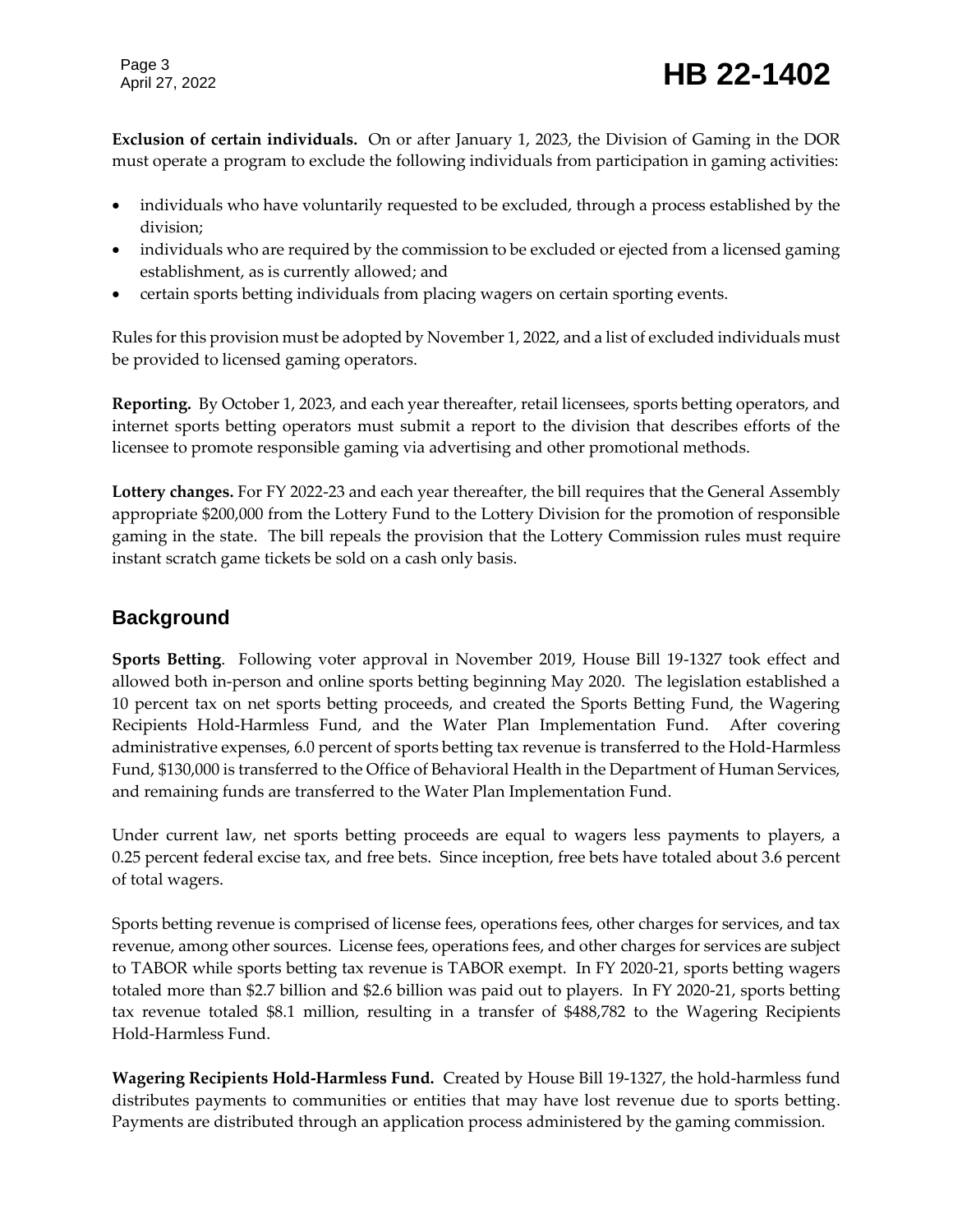**Exclusion of certain individuals.** On or after January 1, 2023, the Division of Gaming in the DOR must operate a program to exclude the following individuals from participation in gaming activities:

- individuals who have voluntarily requested to be excluded, through a process established by the division;
- individuals who are required by the commission to be excluded or ejected from a licensed gaming establishment, as is currently allowed; and
- certain sports betting individuals from placing wagers on certain sporting events.

Rules for this provision must be adopted by November 1, 2022, and a list of excluded individuals must be provided to licensed gaming operators.

**Reporting.** By October 1, 2023, and each year thereafter, retail licensees, sports betting operators, and internet sports betting operators must submit a report to the division that describes efforts of the licensee to promote responsible gaming via advertising and other promotional methods.

**Lottery changes.** For FY 2022-23 and each year thereafter, the bill requires that the General Assembly appropriate $200,000 from the Lottery Fund to the Lottery Division for the promotion of responsible gaming in the state. The bill repeals the provision that the Lottery Commission rules must require instant scratch game tickets be sold on a cash only basis.

## Background

**Sports Betting**. Following voter approval in November 2019, House Bill 19-1327 took effect and allowed both in-person and online sports betting beginning May 2020. The legislation established a 10 percent tax on net sports betting proceeds, and created the Sports Betting Fund, the Wagering Recipients Hold-Harmless Fund, and the Water Plan Implementation Fund. After covering administrative expenses, 6.0 percent of sports betting tax revenue is transferred to the Hold-Harmless Fund, $130,000 is transferred to the Office of Behavioral Health in the Department of Human Services, and remaining funds are transferred to the Water Plan Implementation Fund.

Under current law, net sports betting proceeds are equal to wagers less payments to players, a 0.25 percent federal excise tax, and free bets. Since inception, free bets have totaled about 3.6 percent of total wagers.

Sports betting revenue is comprised of license fees, operations fees, other charges for services, and tax revenue, among other sources. License fees, operations fees, and other charges for services are subject to TABOR while sports betting tax revenue is TABOR exempt. In FY 2020-21, sports betting wagers totaled more than $2.7 billion and $2.6 billion was paid out to players. In FY 2020-21, sports betting tax revenue totaled $8.1 million, resulting in a transfer of $488,782 to the Wagering Recipients Hold-Harmless Fund.

**Wagering Recipients Hold-Harmless Fund.** Created by House Bill 19-1327, the hold-harmless fund distributes payments to communities or entities that may have lost revenue due to sports betting. Payments are distributed through an application process administered by the gaming commission.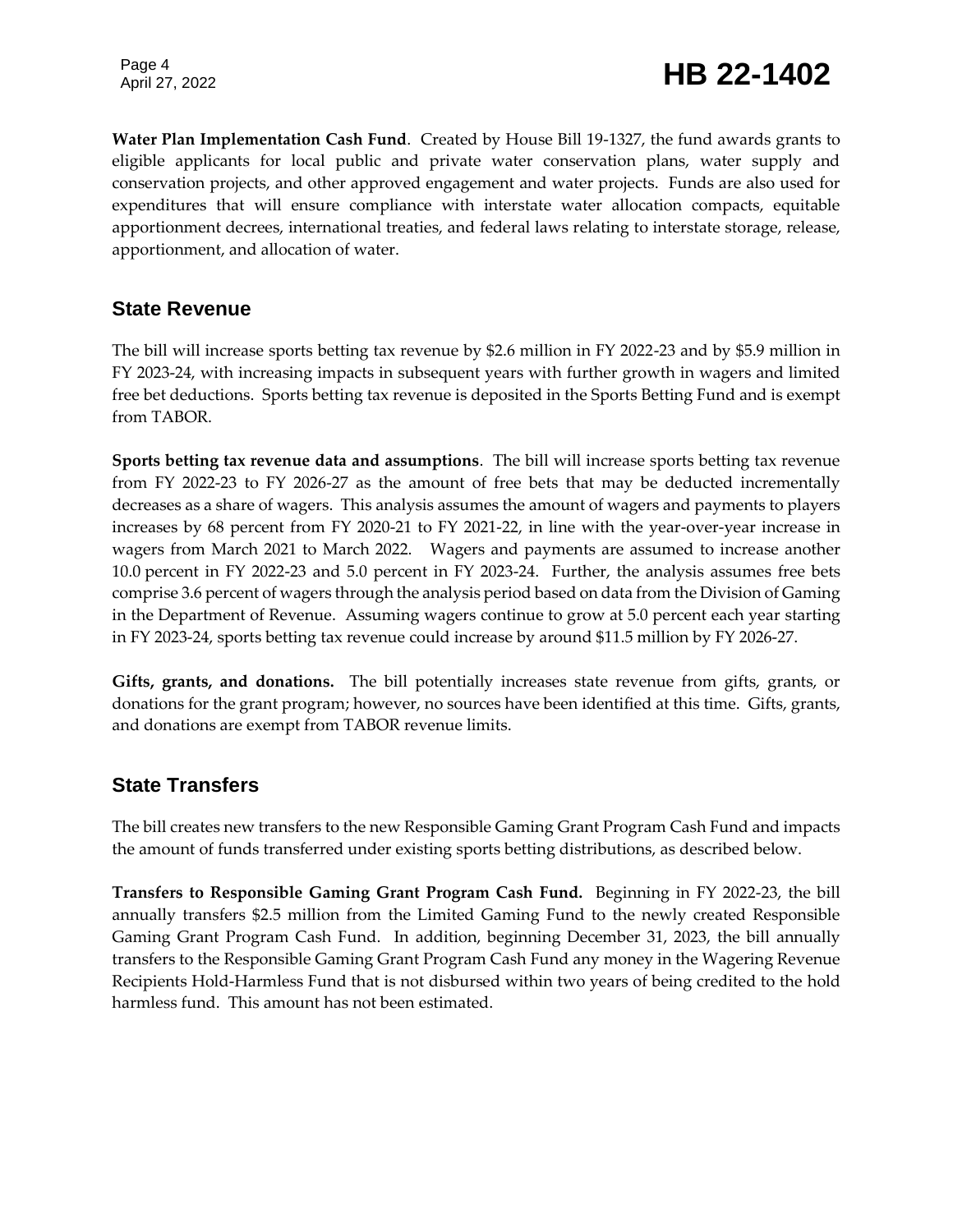**Water Plan Implementation Cash Fund**. Created by House Bill 19-1327, the fund awards grants to eligible applicants for local public and private water conservation plans, water supply and conservation projects, and other approved engagement and water projects. Funds are also used for expenditures that will ensure compliance with interstate water allocation compacts, equitable apportionment decrees, international treaties, and federal laws relating to interstate storage, release, apportionment, and allocation of water.

## State Revenue

The bill will increase sports betting tax revenue by $2.6 million in FY 2022-23 and by $5.9 million in FY 2023-24, with increasing impacts in subsequent years with further growth in wagers and limited free bet deductions. Sports betting tax revenue is deposited in the Sports Betting Fund and is exempt from TABOR.

**Sports betting tax revenue data and assumptions**. The bill will increase sports betting tax revenue from FY 2022-23 to FY 2026-27 as the amount of free bets that may be deducted incrementally decreases as a share of wagers. This analysis assumes the amount of wagers and payments to players increases by 68 percent from FY 2020-21 to FY 2021-22, in line with the year-over-year increase in wagers from March 2021 to March 2022. Wagers and payments are assumed to increase another 10.0 percent in FY 2022-23 and 5.0 percent in FY 2023-24. Further, the analysis assumes free bets comprise 3.6 percent of wagers through the analysis period based on data from the Division of Gaming in the Department of Revenue. Assuming wagers continue to grow at 5.0 percent each year starting in FY 2023-24, sports betting tax revenue could increase by around $11.5 million by FY 2026-27.

**Gifts, grants, and donations.** The bill potentially increases state revenue from gifts, grants, or donations for the grant program; however, no sources have been identified at this time. Gifts, grants, and donations are exempt from TABOR revenue limits.

## State Transfers

The bill creates new transfers to the new Responsible Gaming Grant Program Cash Fund and impacts the amount of funds transferred under existing sports betting distributions, as described below.

**Transfers to Responsible Gaming Grant Program Cash Fund.** Beginning in FY 2022-23, the bill annually transfers $2.5 million from the Limited Gaming Fund to the newly created Responsible Gaming Grant Program Cash Fund. In addition, beginning December 31, 2023, the bill annually transfers to the Responsible Gaming Grant Program Cash Fund any money in the Wagering Revenue Recipients Hold-Harmless Fund that is not disbursed within two years of being credited to the hold harmless fund. This amount has not been estimated.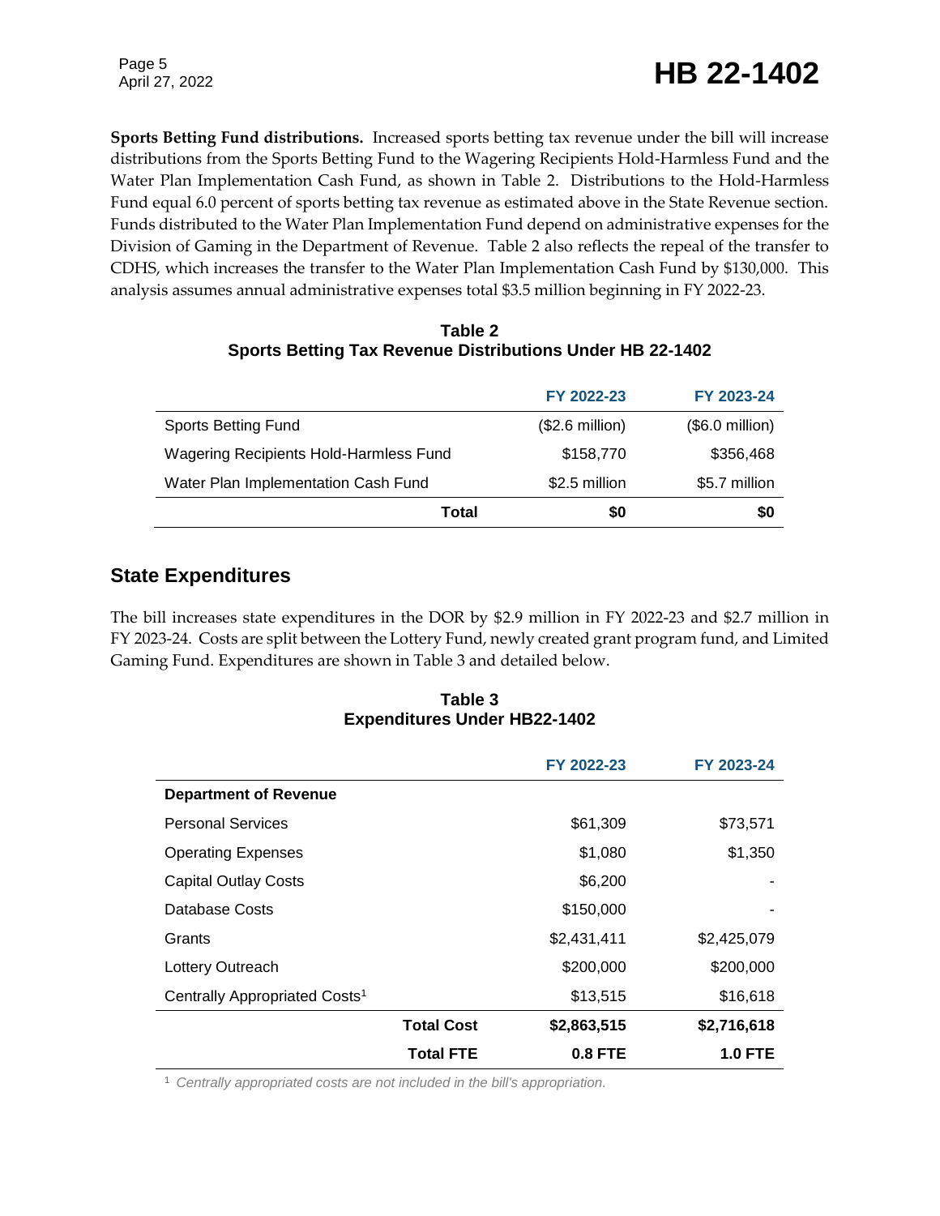**Sports Betting Fund distributions.** Increased sports betting tax revenue under the bill will increase distributions from the Sports Betting Fund to the Wagering Recipients Hold-Harmless Fund and the Water Plan Implementation Cash Fund, as shown in Table 2. Distributions to the Hold-Harmless Fund equal 6.0 percent of sports betting tax revenue as estimated above in the State Revenue section. Funds distributed to the Water Plan Implementation Fund depend on administrative expenses for the Division of Gaming in the Department of Revenue. Table 2 also reflects the repeal of the transfer to CDHS, which increases the transfer to the Water Plan Implementation Cash Fund by $130,000. This analysis assumes annual administrative expenses total $3.5 million beginning in FY 2022-23.

**Table 2**
**Sports Betting Tax Revenue Distributions Under HB 22-1402**

| | FY 2022-23 | FY 2023-24 |
|---|---|---|
| Sports Betting Fund | ($2.6 million) | ($6.0 million) |
| Wagering Recipients Hold-Harmless Fund | $158,770 | $356,468 |
| Water Plan Implementation Cash Fund | $2.5 million | $5.7 million |
| **Total** | **$0** | **$0** |

## State Expenditures

The bill increases state expenditures in the DOR by $2.9 million in FY 2022-23 and $2.7 million in FY 2023-24. Costs are split between the Lottery Fund, newly created grant program fund, and Limited Gaming Fund. Expenditures are shown in Table 3 and detailed below.

**Table 3**
**Expenditures Under HB22-1402**

| | FY 2022-23 | FY 2023-24 |
|---|---|---|
| **Department of Revenue** | | |
| Personal Services | $61,309 | $73,571 |
| Operating Expenses | $1,080 | $1,350 |
| Capital Outlay Costs | $6,200 | - |
| Database Costs | $150,000 | - |
| Grants | $2,431,411 | $2,425,079 |
| Lottery Outreach | $200,000 | $200,000 |
| Centrally Appropriated Costs[1] | $13,515 | $16,618 |
| **Total Cost** | **$2,863,515** | **$2,716,618** |
| **Total FTE** | **0.8 FTE** | **1.0 FTE** |

[1] *Centrally appropriated costs are not included in the bill's appropriation.*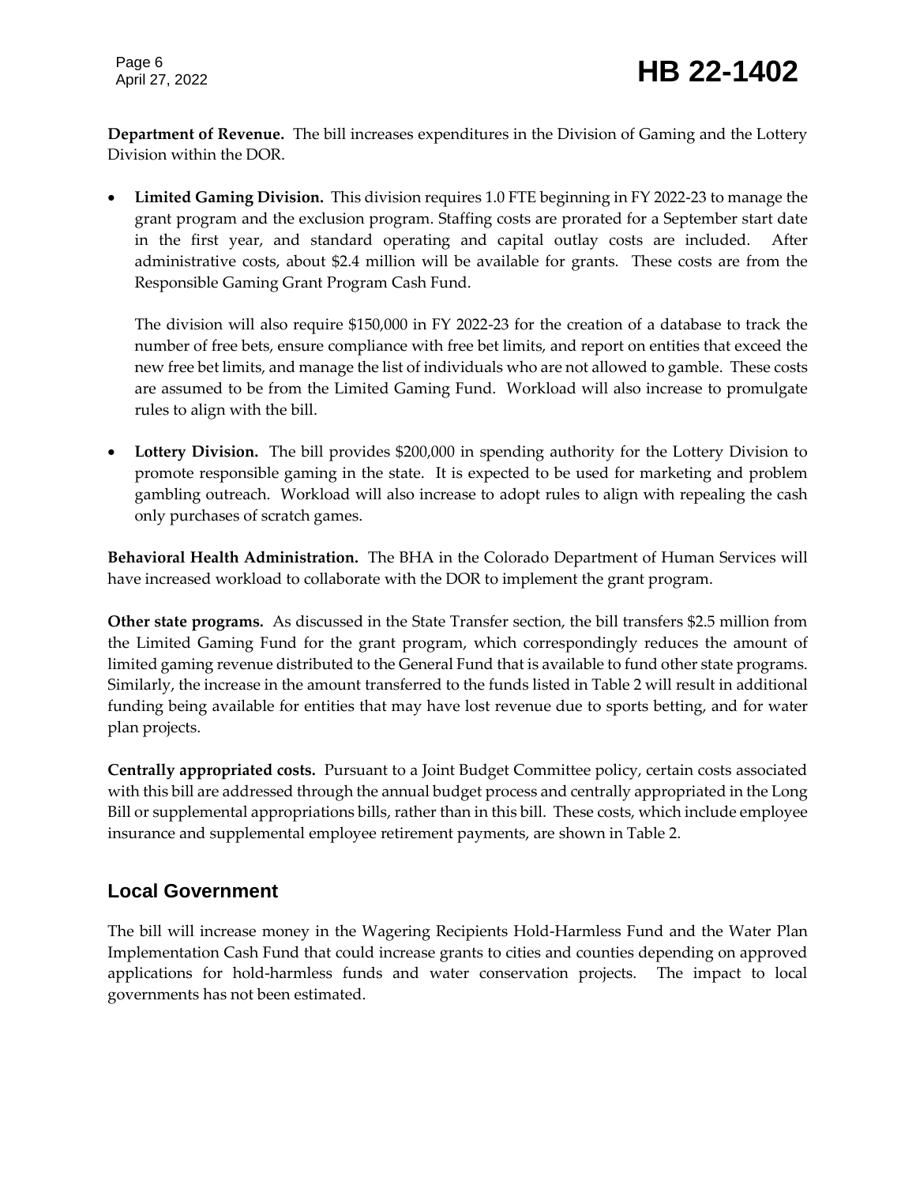**Department of Revenue.** The bill increases expenditures in the Division of Gaming and the Lottery Division within the DOR.

- **Limited Gaming Division.** This division requires 1.0 FTE beginning in FY 2022-23 to manage the grant program and the exclusion program. Staffing costs are prorated for a September start date in the first year, and standard operating and capital outlay costs are included. After administrative costs, about $2.4 million will be available for grants. These costs are from the Responsible Gaming Grant Program Cash Fund.

  The division will also require $150,000 in FY 2022-23 for the creation of a database to track the number of free bets, ensure compliance with free bet limits, and report on entities that exceed the new free bet limits, and manage the list of individuals who are not allowed to gamble. These costs are assumed to be from the Limited Gaming Fund. Workload will also increase to promulgate rules to align with the bill.

- **Lottery Division.** The bill provides $200,000 in spending authority for the Lottery Division to promote responsible gaming in the state. It is expected to be used for marketing and problem gambling outreach. Workload will also increase to adopt rules to align with repealing the cash only purchases of scratch games.

**Behavioral Health Administration.** The BHA in the Colorado Department of Human Services will have increased workload to collaborate with the DOR to implement the grant program.

**Other state programs.** As discussed in the State Transfer section, the bill transfers $2.5 million from the Limited Gaming Fund for the grant program, which correspondingly reduces the amount of limited gaming revenue distributed to the General Fund that is available to fund other state programs. Similarly, the increase in the amount transferred to the funds listed in Table 2 will result in additional funding being available for entities that may have lost revenue due to sports betting, and for water plan projects.

**Centrally appropriated costs.** Pursuant to a Joint Budget Committee policy, certain costs associated with this bill are addressed through the annual budget process and centrally appropriated in the Long Bill or supplemental appropriations bills, rather than in this bill. These costs, which include employee insurance and supplemental employee retirement payments, are shown in Table 2.

## Local Government

The bill will increase money in the Wagering Recipients Hold-Harmless Fund and the Water Plan Implementation Cash Fund that could increase grants to cities and counties depending on approved applications for hold-harmless funds and water conservation projects. The impact to local governments has not been estimated.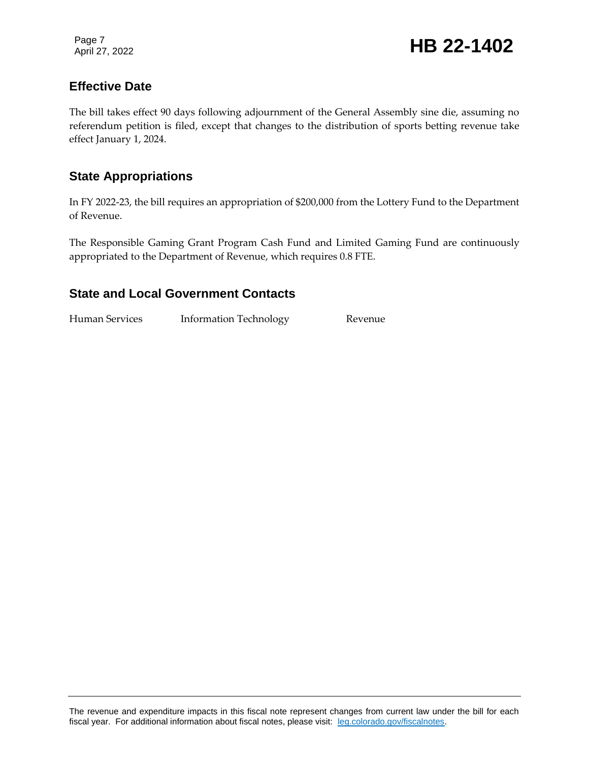## Effective Date

The bill takes effect 90 days following adjournment of the General Assembly sine die, assuming no referendum petition is filed, except that changes to the distribution of sports betting revenue take effect January 1, 2024.

## State Appropriations

In FY 2022-23, the bill requires an appropriation of $200,000 from the Lottery Fund to the Department of Revenue.

The Responsible Gaming Grant Program Cash Fund and Limited Gaming Fund are continuously appropriated to the Department of Revenue, which requires 0.8 FTE.

## State and Local Government Contacts

Human Services　　Information Technology　　Revenue

The revenue and expenditure impacts in this fiscal note represent changes from current law under the bill for each fiscal year. For additional information about fiscal notes, please visit: leg.colorado.gov/fiscalnotes.